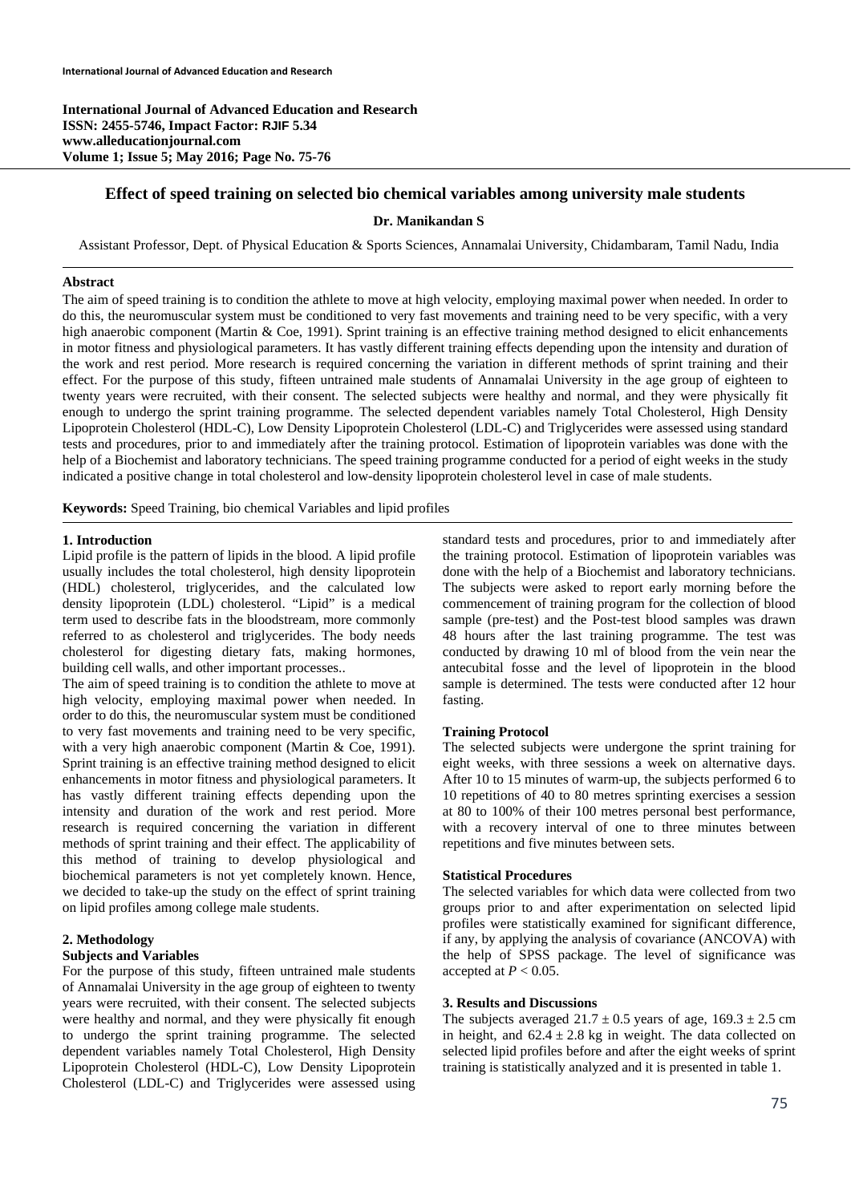**International Journal of Advanced Education and Research**
**ISSN: 2455-5746, Impact Factor: RJIF 5.34**
**www.alleducationjournal.com**
**Volume 1; Issue 5; May 2016; Page No. 75-76**

# Effect of speed training on selected bio chemical variables among university male students

**Dr. Manikandan S**

Assistant Professor, Dept. of Physical Education & Sports Sciences, Annamalai University, Chidambaram, Tamil Nadu, India

## Abstract

The aim of speed training is to condition the athlete to move at high velocity, employing maximal power when needed. In order to do this, the neuromuscular system must be conditioned to very fast movements and training need to be very specific, with a very high anaerobic component (Martin & Coe, 1991). Sprint training is an effective training method designed to elicit enhancements in motor fitness and physiological parameters. It has vastly different training effects depending upon the intensity and duration of the work and rest period. More research is required concerning the variation in different methods of sprint training and their effect. For the purpose of this study, fifteen untrained male students of Annamalai University in the age group of eighteen to twenty years were recruited, with their consent. The selected subjects were healthy and normal, and they were physically fit enough to undergo the sprint training programme. The selected dependent variables namely Total Cholesterol, High Density Lipoprotein Cholesterol (HDL-C), Low Density Lipoprotein Cholesterol (LDL-C) and Triglycerides were assessed using standard tests and procedures, prior to and immediately after the training protocol. Estimation of lipoprotein variables was done with the help of a Biochemist and laboratory technicians. The speed training programme conducted for a period of eight weeks in the study indicated a positive change in total cholesterol and low-density lipoprotein cholesterol level in case of male students.

**Keywords:** Speed Training, bio chemical Variables and lipid profiles

## 1. Introduction

Lipid profile is the pattern of lipids in the blood. A lipid profile usually includes the total cholesterol, high density lipoprotein (HDL) cholesterol, triglycerides, and the calculated low density lipoprotein (LDL) cholesterol. "Lipid" is a medical term used to describe fats in the bloodstream, more commonly referred to as cholesterol and triglycerides. The body needs cholesterol for digesting dietary fats, making hormones, building cell walls, and other important processes..

The aim of speed training is to condition the athlete to move at high velocity, employing maximal power when needed. In order to do this, the neuromuscular system must be conditioned to very fast movements and training need to be very specific, with a very high anaerobic component (Martin & Coe, 1991). Sprint training is an effective training method designed to elicit enhancements in motor fitness and physiological parameters. It has vastly different training effects depending upon the intensity and duration of the work and rest period. More research is required concerning the variation in different methods of sprint training and their effect. The applicability of this method of training to develop physiological and biochemical parameters is not yet completely known. Hence, we decided to take-up the study on the effect of sprint training on lipid profiles among college male students.

## 2. Methodology

### Subjects and Variables

For the purpose of this study, fifteen untrained male students of Annamalai University in the age group of eighteen to twenty years were recruited, with their consent. The selected subjects were healthy and normal, and they were physically fit enough to undergo the sprint training programme. The selected dependent variables namely Total Cholesterol, High Density Lipoprotein Cholesterol (HDL-C), Low Density Lipoprotein Cholesterol (LDL-C) and Triglycerides were assessed using standard tests and procedures, prior to and immediately after the training protocol. Estimation of lipoprotein variables was done with the help of a Biochemist and laboratory technicians. The subjects were asked to report early morning before the commencement of training program for the collection of blood sample (pre-test) and the Post-test blood samples was drawn 48 hours after the last training programme. The test was conducted by drawing 10 ml of blood from the vein near the antecubital fosse and the level of lipoprotein in the blood sample is determined. The tests were conducted after 12 hour fasting.

### Training Protocol

The selected subjects were undergone the sprint training for eight weeks, with three sessions a week on alternative days. After 10 to 15 minutes of warm-up, the subjects performed 6 to 10 repetitions of 40 to 80 metres sprinting exercises a session at 80 to 100% of their 100 metres personal best performance, with a recovery interval of one to three minutes between repetitions and five minutes between sets.

### Statistical Procedures

The selected variables for which data were collected from two groups prior to and after experimentation on selected lipid profiles were statistically examined for significant difference, if any, by applying the analysis of covariance (ANCOVA) with the help of SPSS package. The level of significance was accepted at $P < 0.05$.

## 3. Results and Discussions

The subjects averaged $21.7 \pm 0.5$ years of age, $169.3 \pm 2.5$ cm in height, and $62.4 \pm 2.8$ kg in weight. The data collected on selected lipid profiles before and after the eight weeks of sprint training is statistically analyzed and it is presented in table 1.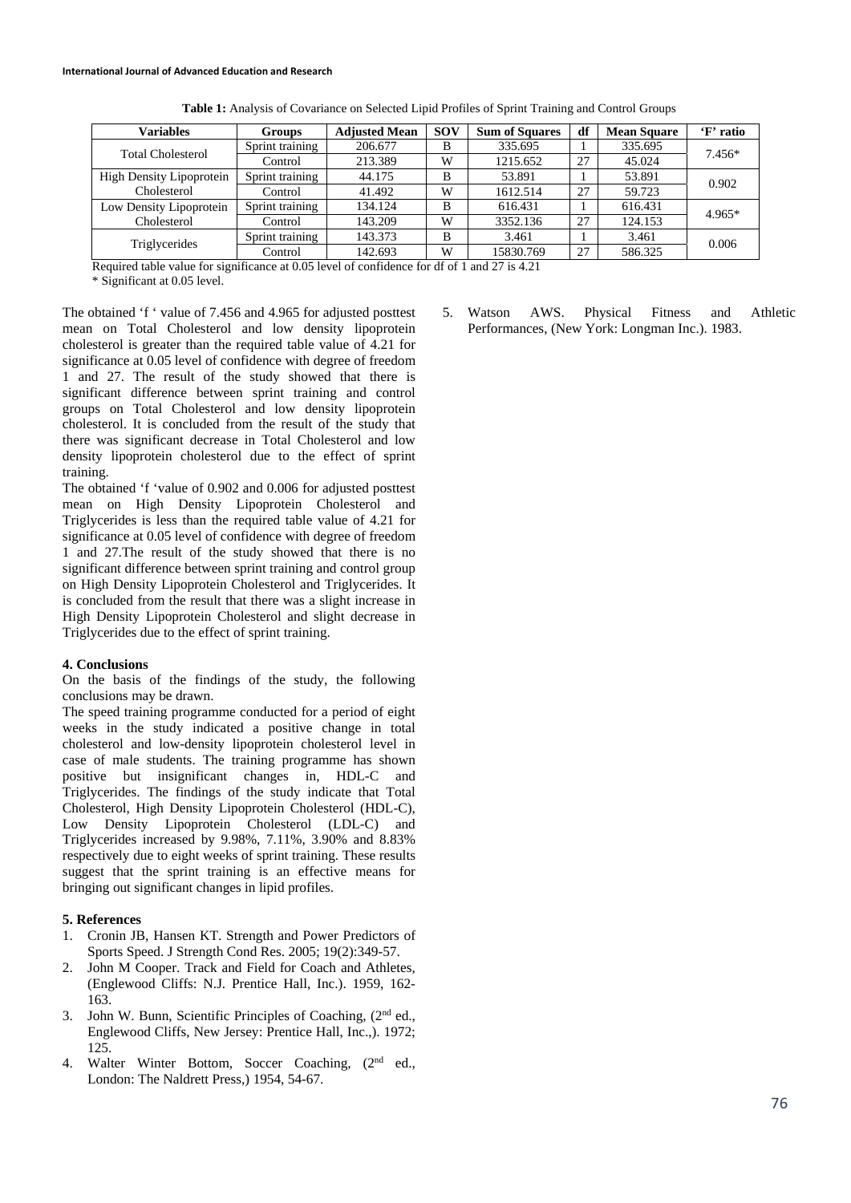**Table 1:** Analysis of Covariance on Selected Lipid Profiles of Sprint Training and Control Groups

| Variables | Groups | Adjusted Mean | SOV | Sum of Squares | df | Mean Square | 'F' ratio |
|---|---|---|---|---|---|---|---|
| Total Cholesterol | Sprint training | 206.677 | B | 335.695 | 1 | 335.695 | 7.456* |
| | Control | 213.389 | W | 1215.652 | 27 | 45.024 | |
| High Density Lipoprotein Cholesterol | Sprint training | 44.175 | B | 53.891 | 1 | 53.891 | 0.902 |
| | Control | 41.492 | W | 1612.514 | 27 | 59.723 | |
| Low Density Lipoprotein Cholesterol | Sprint training | 134.124 | B | 616.431 | 1 | 616.431 | 4.965* |
| | Control | 143.209 | W | 3352.136 | 27 | 124.153 | |
| Triglycerides | Sprint training | 143.373 | B | 3.461 | 1 | 3.461 | 0.006 |
| | Control | 142.693 | W | 15830.769 | 27 | 586.325 | |

Required table value for significance at 0.05 level of confidence for df of 1 and 27 is 4.21

* Significant at 0.05 level.

The obtained 'f ' value of 7.456 and 4.965 for adjusted posttest mean on Total Cholesterol and low density lipoprotein cholesterol is greater than the required table value of 4.21 for significance at 0.05 level of confidence with degree of freedom 1 and 27. The result of the study showed that there is significant difference between sprint training and control groups on Total Cholesterol and low density lipoprotein cholesterol. It is concluded from the result of the study that there was significant decrease in Total Cholesterol and low density lipoprotein cholesterol due to the effect of sprint training.

The obtained 'f 'value of 0.902 and 0.006 for adjusted posttest mean on High Density Lipoprotein Cholesterol and Triglycerides is less than the required table value of 4.21 for significance at 0.05 level of confidence with degree of freedom 1 and 27.The result of the study showed that there is no significant difference between sprint training and control group on High Density Lipoprotein Cholesterol and Triglycerides. It is concluded from the result that there was a slight increase in High Density Lipoprotein Cholesterol and slight decrease in Triglycerides due to the effect of sprint training.

#### 4. Conclusions

On the basis of the findings of the study, the following conclusions may be drawn.

The speed training programme conducted for a period of eight weeks in the study indicated a positive change in total cholesterol and low-density lipoprotein cholesterol level in case of male students. The training programme has shown positive but insignificant changes in, HDL-C and Triglycerides. The findings of the study indicate that Total Cholesterol, High Density Lipoprotein Cholesterol (HDL-C), Low Density Lipoprotein Cholesterol (LDL-C) and Triglycerides increased by 9.98%, 7.11%, 3.90% and 8.83% respectively due to eight weeks of sprint training. These results suggest that the sprint training is an effective means for bringing out significant changes in lipid profiles.

#### 5. References

1. Cronin JB, Hansen KT. Strength and Power Predictors of Sports Speed. J Strength Cond Res. 2005; 19(2):349-57.
2. John M Cooper. Track and Field for Coach and Athletes, (Englewood Cliffs: N.J. Prentice Hall, Inc.). 1959, 162-163.
3. John W. Bunn, Scientific Principles of Coaching, (2nd ed., Englewood Cliffs, New Jersey: Prentice Hall, Inc.,). 1972; 125.
4. Walter Winter Bottom, Soccer Coaching, (2nd ed., London: The Naldrett Press,) 1954, 54-67.
5. Watson AWS. Physical Fitness and Athletic Performances, (New York: Longman Inc.). 1983.